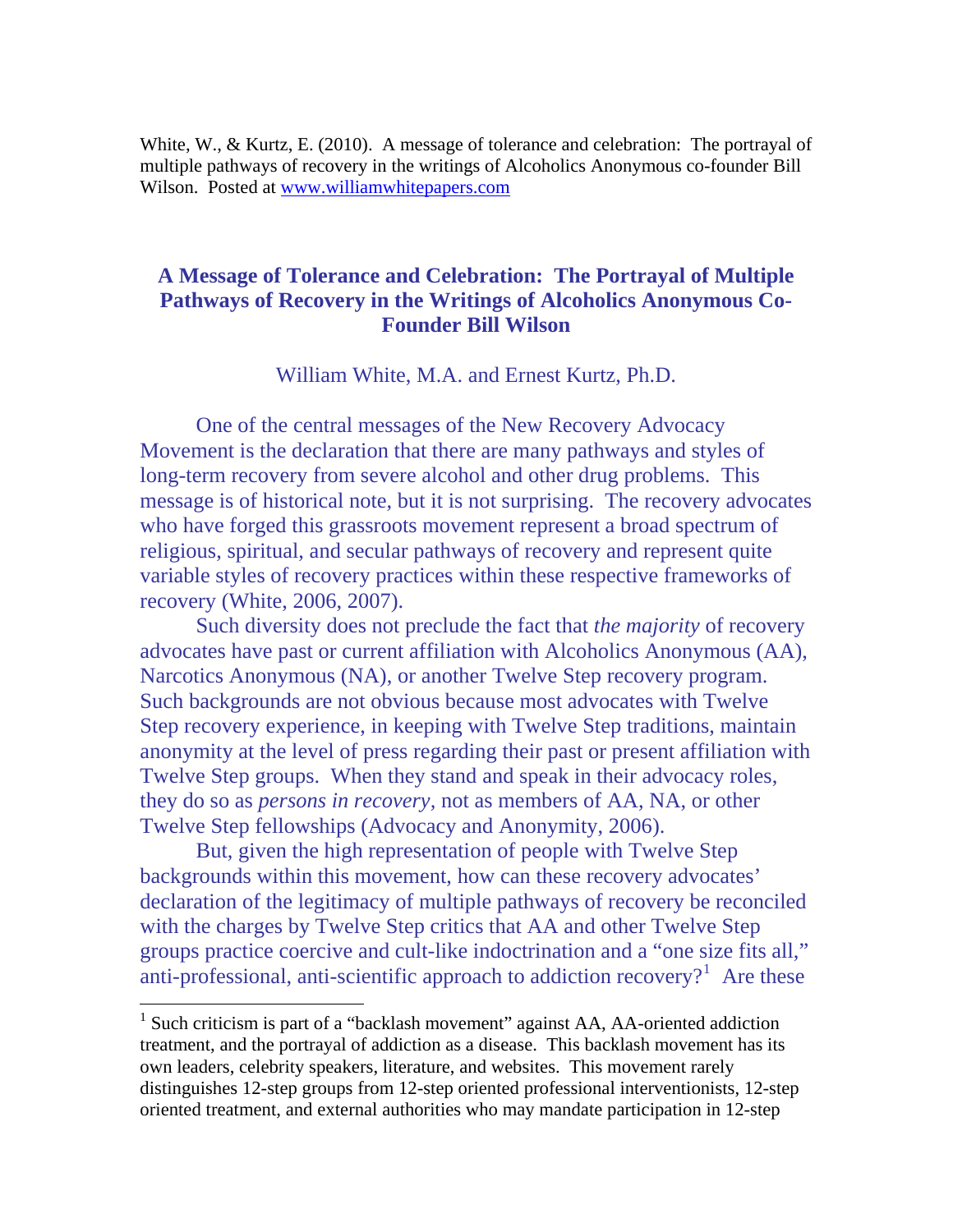White, W., & Kurtz, E. (2010). A message of tolerance and celebration: The portrayal of multiple pathways of recovery in the writings of Alcoholics Anonymous co-founder Bill Wilson. Posted at [www.williamwhitepapers.com](http://www.williamwhitepapers.com)

# A Message of Tolerance and Celebration: The Portrayal of Multiple Pathways of Recovery in the Writings of Alcoholics Anonymous Co-Founder Bill Wilson

William White, M.A. and Ernest Kurtz, Ph.D.

One of the central messages of the New Recovery Advocacy Movement is the declaration that there are many pathways and styles of long-term recovery from severe alcohol and other drug problems. This message is of historical note, but it is not surprising. The recovery advocates who have forged this grassroots movement represent a broad spectrum of religious, spiritual, and secular pathways of recovery and represent quite variable styles of recovery practices within these respective frameworks of recovery (White, 2006, 2007).

Such diversity does not preclude the fact that *the majority* of recovery advocates have past or current affiliation with Alcoholics Anonymous (AA), Narcotics Anonymous (NA), or another Twelve Step recovery program. Such backgrounds are not obvious because most advocates with Twelve Step recovery experience, in keeping with Twelve Step traditions, maintain anonymity at the level of press regarding their past or present affiliation with Twelve Step groups. When they stand and speak in their advocacy roles, they do so as *persons in recovery,* not as members of AA, NA, or other Twelve Step fellowships (Advocacy and Anonymity, 2006).

But, given the high representation of people with Twelve Step backgrounds within this movement, how can these recovery advocates' declaration of the legitimacy of multiple pathways of recovery be reconciled with the charges by Twelve Step critics that AA and other Twelve Step groups practice coercive and cult-like indoctrination and a "one size fits all," anti-professional, anti-scientific approach to addiction recovery?[1] Are these

[1] Such criticism is part of a "backlash movement" against AA, AA-oriented addiction treatment, and the portrayal of addiction as a disease. This backlash movement has its own leaders, celebrity speakers, literature, and websites. This movement rarely distinguishes 12-step groups from 12-step oriented professional interventionists, 12-step oriented treatment, and external authorities who may mandate participation in 12-step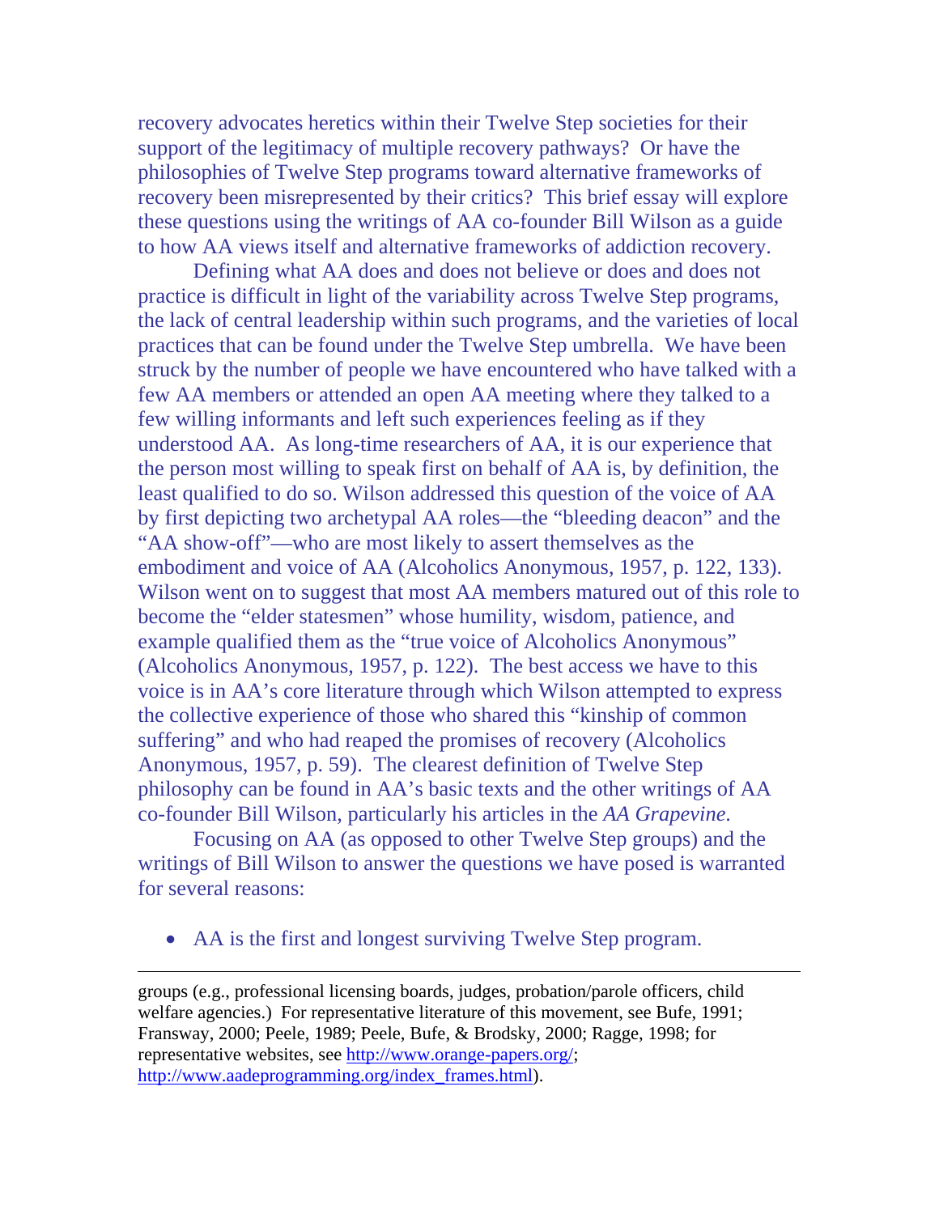recovery advocates heretics within their Twelve Step societies for their support of the legitimacy of multiple recovery pathways? Or have the philosophies of Twelve Step programs toward alternative frameworks of recovery been misrepresented by their critics? This brief essay will explore these questions using the writings of AA co-founder Bill Wilson as a guide to how AA views itself and alternative frameworks of addiction recovery.

Defining what AA does and does not believe or does and does not practice is difficult in light of the variability across Twelve Step programs, the lack of central leadership within such programs, and the varieties of local practices that can be found under the Twelve Step umbrella. We have been struck by the number of people we have encountered who have talked with a few AA members or attended an open AA meeting where they talked to a few willing informants and left such experiences feeling as if they understood AA. As long-time researchers of AA, it is our experience that the person most willing to speak first on behalf of AA is, by definition, the least qualified to do so. Wilson addressed this question of the voice of AA by first depicting two archetypal AA roles—the "bleeding deacon" and the "AA show-off"—who are most likely to assert themselves as the embodiment and voice of AA (Alcoholics Anonymous, 1957, p. 122, 133). Wilson went on to suggest that most AA members matured out of this role to become the "elder statesmen" whose humility, wisdom, patience, and example qualified them as the "true voice of Alcoholics Anonymous" (Alcoholics Anonymous, 1957, p. 122). The best access we have to this voice is in AA's core literature through which Wilson attempted to express the collective experience of those who shared this "kinship of common suffering" and who had reaped the promises of recovery (Alcoholics Anonymous, 1957, p. 59). The clearest definition of Twelve Step philosophy can be found in AA's basic texts and the other writings of AA co-founder Bill Wilson, particularly his articles in the *AA Grapevine*.

Focusing on AA (as opposed to other Twelve Step groups) and the writings of Bill Wilson to answer the questions we have posed is warranted for several reasons:

- AA is the first and longest surviving Twelve Step program.

---

groups (e.g., professional licensing boards, judges, probation/parole officers, child welfare agencies.) For representative literature of this movement, see Bufe, 1991; Fransway, 2000; Peele, 1989; Peele, Bufe, & Brodsky, 2000; Ragge, 1998; for representative websites, see http://www.orange-papers.org/; http://www.aadeprogramming.org/index_frames.html).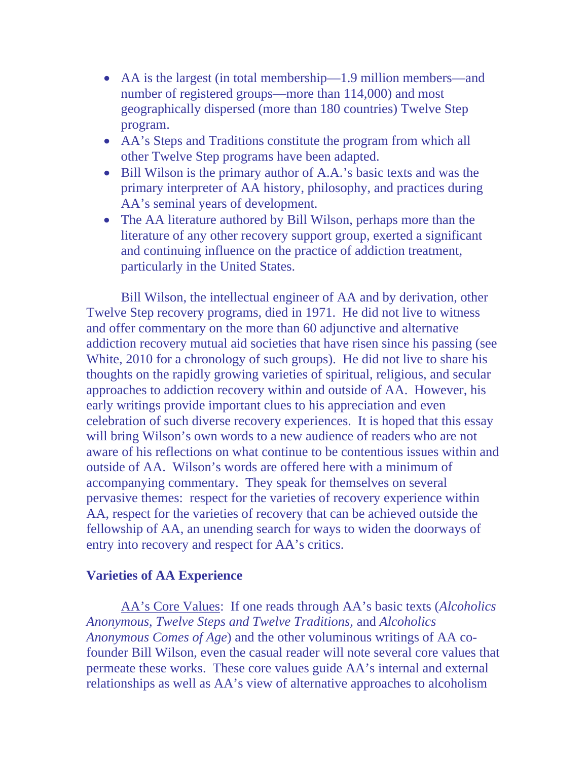- AA is the largest (in total membership—1.9 million members—and number of registered groups—more than 114,000) and most geographically dispersed (more than 180 countries) Twelve Step program.
- AA's Steps and Traditions constitute the program from which all other Twelve Step programs have been adapted.
- Bill Wilson is the primary author of A.A.'s basic texts and was the primary interpreter of AA history, philosophy, and practices during AA's seminal years of development.
- The AA literature authored by Bill Wilson, perhaps more than the literature of any other recovery support group, exerted a significant and continuing influence on the practice of addiction treatment, particularly in the United States.

Bill Wilson, the intellectual engineer of AA and by derivation, other Twelve Step recovery programs, died in 1971. He did not live to witness and offer commentary on the more than 60 adjunctive and alternative addiction recovery mutual aid societies that have risen since his passing (see White, 2010 for a chronology of such groups). He did not live to share his thoughts on the rapidly growing varieties of spiritual, religious, and secular approaches to addiction recovery within and outside of AA. However, his early writings provide important clues to his appreciation and even celebration of such diverse recovery experiences. It is hoped that this essay will bring Wilson's own words to a new audience of readers who are not aware of his reflections on what continue to be contentious issues within and outside of AA. Wilson's words are offered here with a minimum of accompanying commentary. They speak for themselves on several pervasive themes: respect for the varieties of recovery experience within AA, respect for the varieties of recovery that can be achieved outside the fellowship of AA, an unending search for ways to widen the doorways of entry into recovery and respect for AA's critics.

## Varieties of AA Experience

<u>AA's Core Values</u>: If one reads through AA's basic texts (*Alcoholics Anonymous*, *Twelve Steps and Twelve Traditions,* and *Alcoholics Anonymous Comes of Age*) and the other voluminous writings of AA co-founder Bill Wilson, even the casual reader will note several core values that permeate these works. These core values guide AA's internal and external relationships as well as AA's view of alternative approaches to alcoholism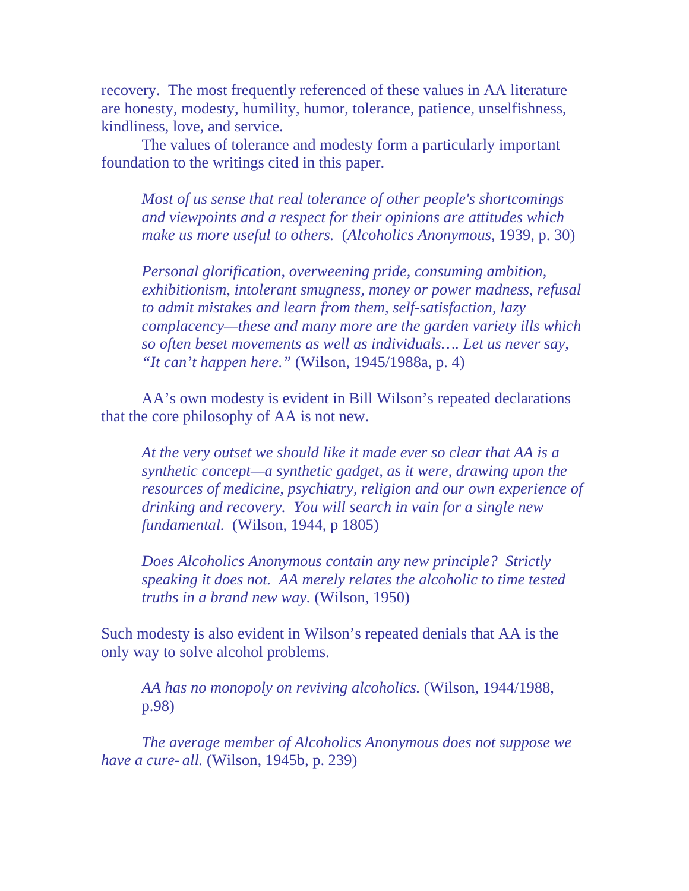recovery. The most frequently referenced of these values in AA literature are honesty, modesty, humility, humor, tolerance, patience, unselfishness, kindliness, love, and service.

The values of tolerance and modesty form a particularly important foundation to the writings cited in this paper.

> *Most of us sense that real tolerance of other people's shortcomings and viewpoints and a respect for their opinions are attitudes which make us more useful to others.* (*Alcoholics Anonymous*, 1939, p. 30)

> *Personal glorification, overweening pride, consuming ambition, exhibitionism, intolerant smugness, money or power madness, refusal to admit mistakes and learn from them, self-satisfaction, lazy complacency—these and many more are the garden variety ills which so often beset movements as well as individuals…. Let us never say, "It can't happen here."* (Wilson, 1945/1988a, p. 4)

AA's own modesty is evident in Bill Wilson's repeated declarations that the core philosophy of AA is not new.

> *At the very outset we should like it made ever so clear that AA is a synthetic concept—a synthetic gadget, as it were, drawing upon the resources of medicine, psychiatry, religion and our own experience of drinking and recovery. You will search in vain for a single new fundamental.* (Wilson, 1944, p 1805)

> *Does Alcoholics Anonymous contain any new principle? Strictly speaking it does not. AA merely relates the alcoholic to time tested truths in a brand new way.* (Wilson, 1950)

Such modesty is also evident in Wilson's repeated denials that AA is the only way to solve alcohol problems.

> *AA has no monopoly on reviving alcoholics.* (Wilson, 1944/1988, p.98)

*The average member of Alcoholics Anonymous does not suppose we have a cure-all.* (Wilson, 1945b, p. 239)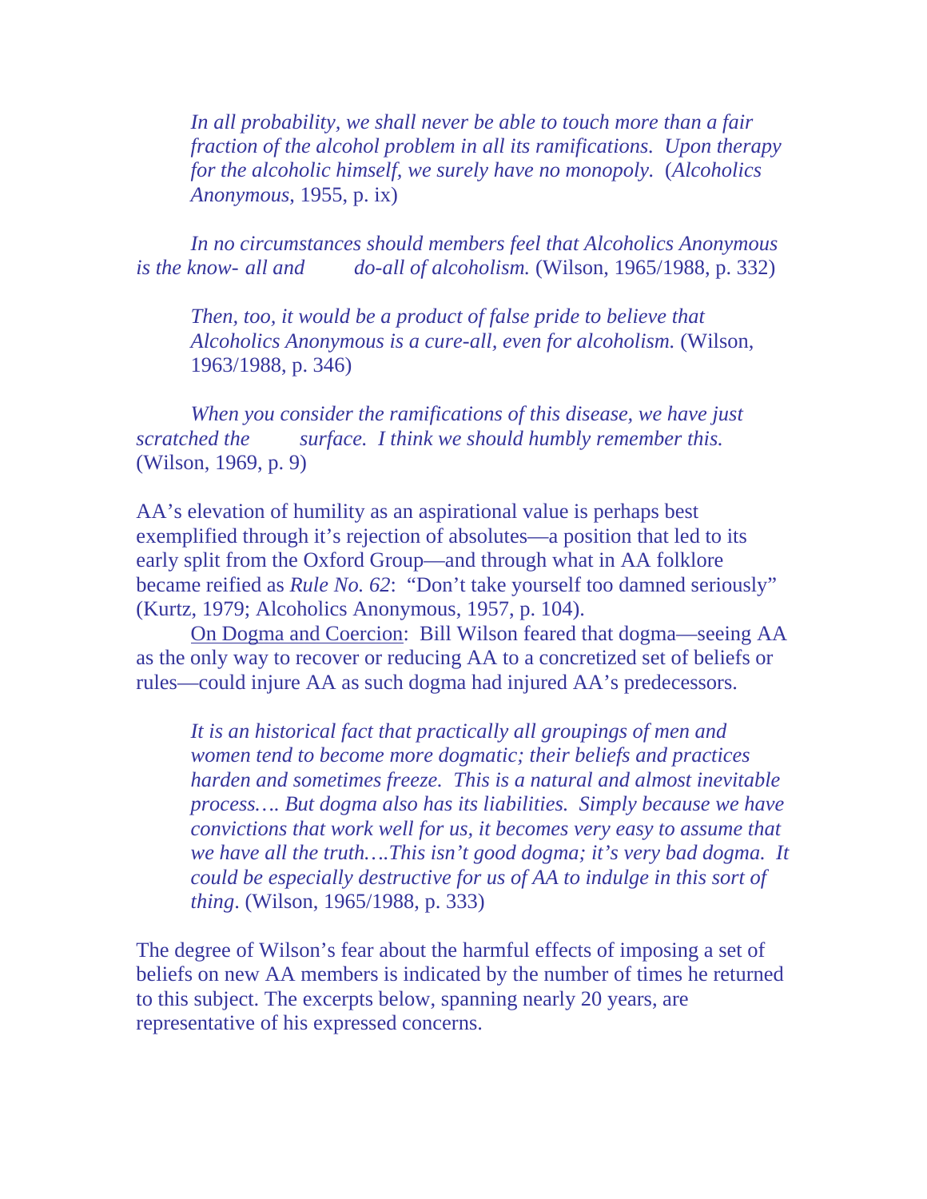> *In all probability, we shall never be able to touch more than a fair fraction of the alcohol problem in all its ramifications. Upon therapy for the alcoholic himself, we surely have no monopoly.* (*Alcoholics Anonymous*, 1955, p. ix)

> *In no circumstances should members feel that Alcoholics Anonymous is the know- all and do-all of alcoholism.* (Wilson, 1965/1988, p. 332)

> *Then, too, it would be a product of false pride to believe that Alcoholics Anonymous is a cure-all, even for alcoholism.* (Wilson, 1963/1988, p. 346)

> *When you consider the ramifications of this disease, we have just scratched the surface. I think we should humbly remember this.* (Wilson, 1969, p. 9)

AA's elevation of humility as an aspirational value is perhaps best exemplified through it's rejection of absolutes—a position that led to its early split from the Oxford Group—and through what in AA folklore became reified as *Rule No. 62*: "Don't take yourself too damned seriously" (Kurtz, 1979; Alcoholics Anonymous, 1957, p. 104).

<u>On Dogma and Coercion</u>: Bill Wilson feared that dogma—seeing AA as the only way to recover or reducing AA to a concretized set of beliefs or rules—could injure AA as such dogma had injured AA's predecessors.

> *It is an historical fact that practically all groupings of men and women tend to become more dogmatic; their beliefs and practices harden and sometimes freeze. This is a natural and almost inevitable process…. But dogma also has its liabilities. Simply because we have convictions that work well for us, it becomes very easy to assume that we have all the truth….This isn't good dogma; it's very bad dogma. It could be especially destructive for us of AA to indulge in this sort of thing*. (Wilson, 1965/1988, p. 333)

The degree of Wilson's fear about the harmful effects of imposing a set of beliefs on new AA members is indicated by the number of times he returned to this subject. The excerpts below, spanning nearly 20 years, are representative of his expressed concerns.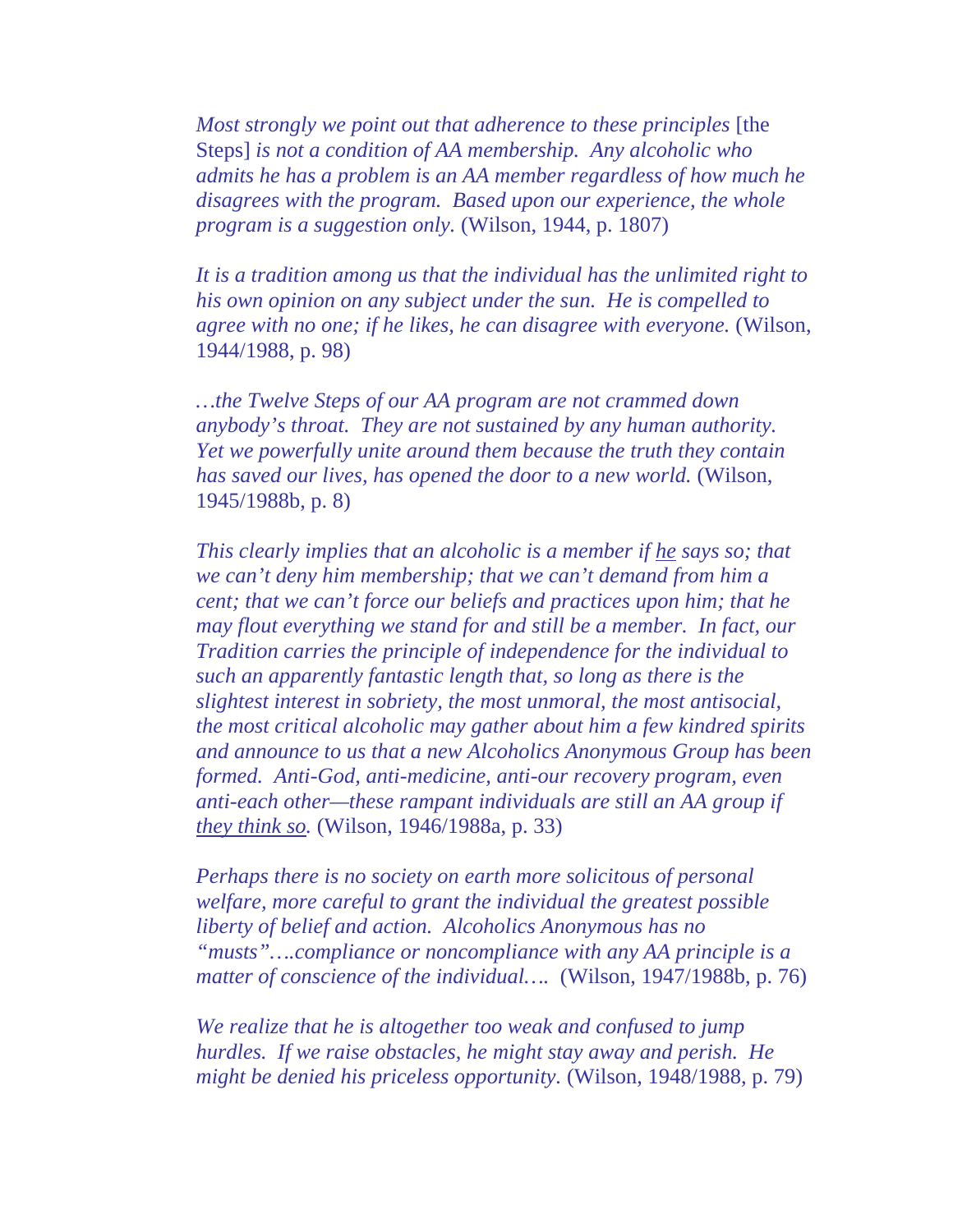*Most strongly we point out that adherence to these principles* [the Steps] *is not a condition of AA membership. Any alcoholic who admits he has a problem is an AA member regardless of how much he disagrees with the program. Based upon our experience, the whole program is a suggestion only.* (Wilson, 1944, p. 1807)

*It is a tradition among us that the individual has the unlimited right to his own opinion on any subject under the sun. He is compelled to agree with no one; if he likes, he can disagree with everyone.* (Wilson, 1944/1988, p. 98)

*…the Twelve Steps of our AA program are not crammed down anybody's throat. They are not sustained by any human authority. Yet we powerfully unite around them because the truth they contain has saved our lives, has opened the door to a new world.* (Wilson, 1945/1988b, p. 8)

*This clearly implies that an alcoholic is a member if <u>he</u> says so; that we can't deny him membership; that we can't demand from him a cent; that we can't force our beliefs and practices upon him; that he may flout everything we stand for and still be a member. In fact, our Tradition carries the principle of independence for the individual to such an apparently fantastic length that, so long as there is the slightest interest in sobriety, the most unmoral, the most antisocial, the most critical alcoholic may gather about him a few kindred spirits and announce to us that a new Alcoholics Anonymous Group has been formed. Anti-God, anti-medicine, anti-our recovery program, even anti-each other—these rampant individuals are still an AA group if <u>they think so</u>.* (Wilson, 1946/1988a, p. 33)

*Perhaps there is no society on earth more solicitous of personal welfare, more careful to grant the individual the greatest possible liberty of belief and action. Alcoholics Anonymous has no "musts"….compliance or noncompliance with any AA principle is a matter of conscience of the individual….* (Wilson, 1947/1988b, p. 76)

*We realize that he is altogether too weak and confused to jump hurdles. If we raise obstacles, he might stay away and perish. He might be denied his priceless opportunity.* (Wilson, 1948/1988, p. 79)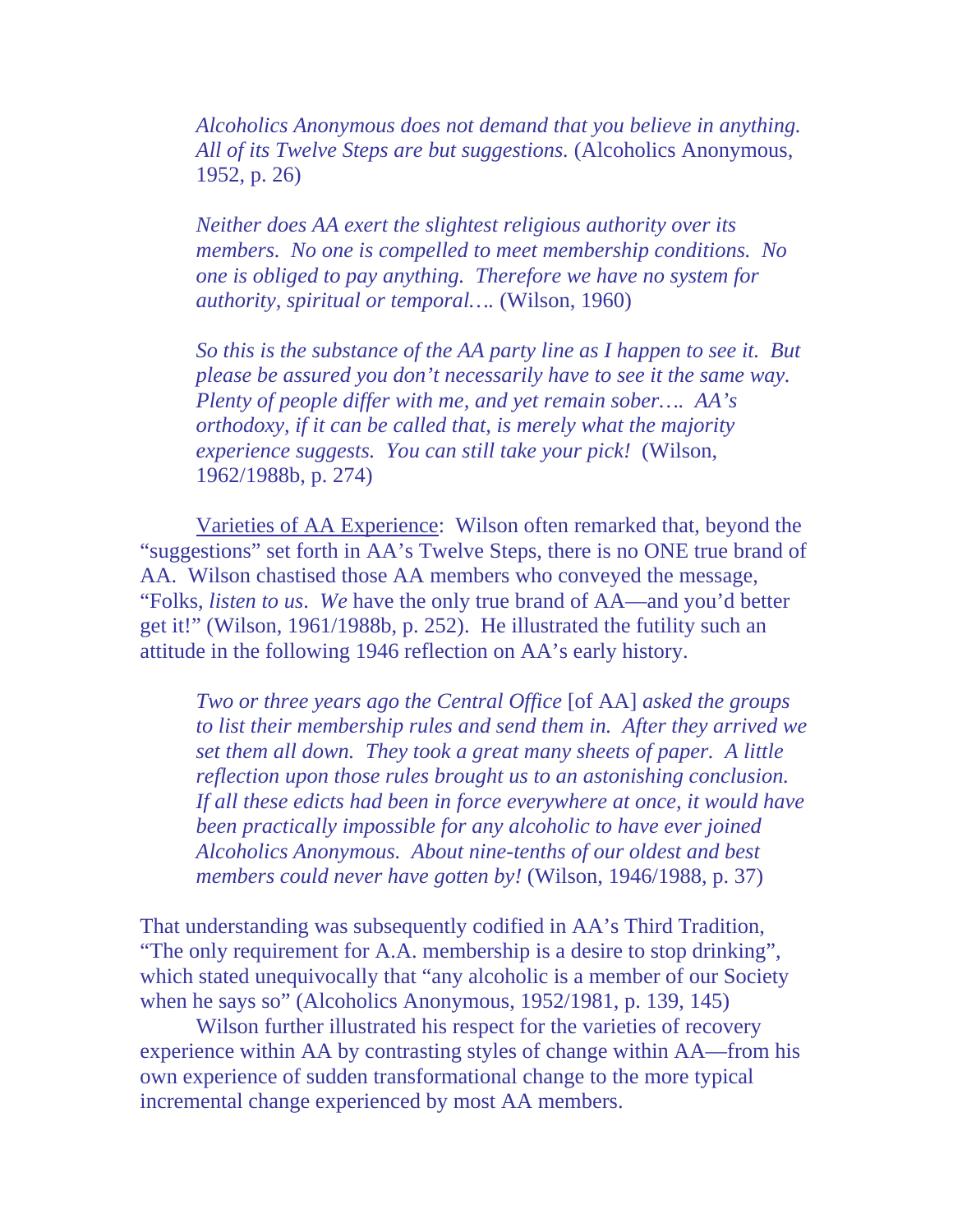> *Alcoholics Anonymous does not demand that you believe in anything. All of its Twelve Steps are but suggestions.* (Alcoholics Anonymous, 1952, p. 26)

> *Neither does AA exert the slightest religious authority over its members. No one is compelled to meet membership conditions. No one is obliged to pay anything. Therefore we have no system for authority, spiritual or temporal….* (Wilson, 1960)

> *So this is the substance of the AA party line as I happen to see it. But please be assured you don't necessarily have to see it the same way. Plenty of people differ with me, and yet remain sober…. AA's orthodoxy, if it can be called that, is merely what the majority experience suggests. You can still take your pick!* (Wilson, 1962/1988b, p. 274)

<u>Varieties of AA Experience</u>: Wilson often remarked that, beyond the "suggestions" set forth in AA's Twelve Steps, there is no ONE true brand of AA. Wilson chastised those AA members who conveyed the message, "Folks, *listen to us*. *We* have the only true brand of AA—and you'd better get it!" (Wilson, 1961/1988b, p. 252). He illustrated the futility such an attitude in the following 1946 reflection on AA's early history.

> *Two or three years ago the Central Office* [of AA] *asked the groups to list their membership rules and send them in. After they arrived we set them all down. They took a great many sheets of paper. A little reflection upon those rules brought us to an astonishing conclusion. If all these edicts had been in force everywhere at once, it would have been practically impossible for any alcoholic to have ever joined Alcoholics Anonymous. About nine-tenths of our oldest and best members could never have gotten by!* (Wilson, 1946/1988, p. 37)

That understanding was subsequently codified in AA's Third Tradition, "The only requirement for A.A. membership is a desire to stop drinking", which stated unequivocally that "any alcoholic is a member of our Society when he says so" (Alcoholics Anonymous, 1952/1981, p. 139, 145)

Wilson further illustrated his respect for the varieties of recovery experience within AA by contrasting styles of change within AA—from his own experience of sudden transformational change to the more typical incremental change experienced by most AA members.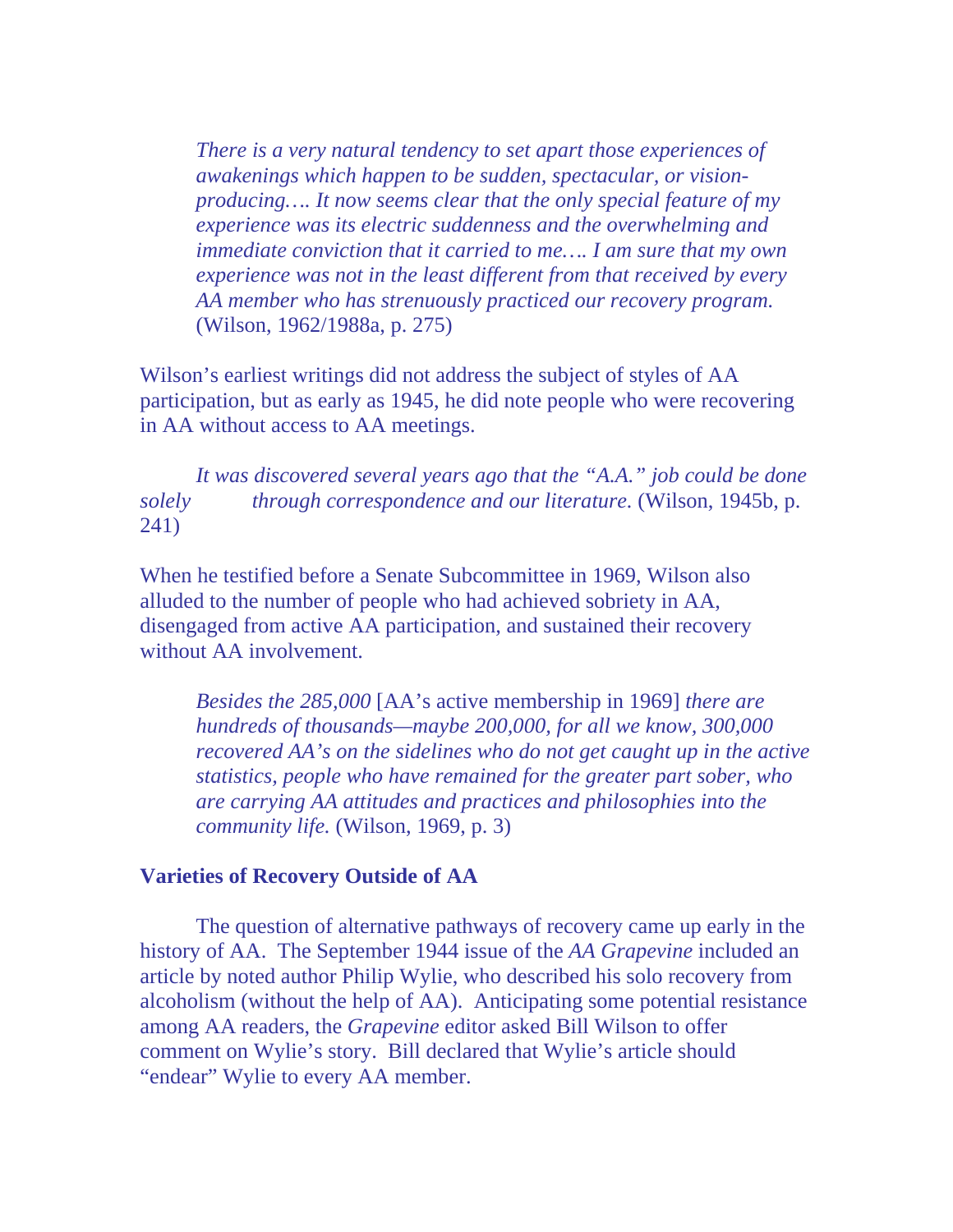> *There is a very natural tendency to set apart those experiences of awakenings which happen to be sudden, spectacular, or vision-producing…. It now seems clear that the only special feature of my experience was its electric suddenness and the overwhelming and immediate conviction that it carried to me…. I am sure that my own experience was not in the least different from that received by every AA member who has strenuously practiced our recovery program.* (Wilson, 1962/1988a, p. 275)

Wilson's earliest writings did not address the subject of styles of AA participation, but as early as 1945, he did note people who were recovering in AA without access to AA meetings.

> *It was discovered several years ago that the "A.A." job could be done solely through correspondence and our literature.* (Wilson, 1945b, p. 241)

When he testified before a Senate Subcommittee in 1969, Wilson also alluded to the number of people who had achieved sobriety in AA, disengaged from active AA participation, and sustained their recovery without AA involvement.

> *Besides the 285,000* [AA's active membership in 1969] *there are hundreds of thousands—maybe 200,000, for all we know, 300,000 recovered AA's on the sidelines who do not get caught up in the active statistics, people who have remained for the greater part sober, who are carrying AA attitudes and practices and philosophies into the community life.* (Wilson, 1969, p. 3)

**Varieties of Recovery Outside of AA**

The question of alternative pathways of recovery came up early in the history of AA. The September 1944 issue of the *AA Grapevine* included an article by noted author Philip Wylie, who described his solo recovery from alcoholism (without the help of AA). Anticipating some potential resistance among AA readers, the *Grapevine* editor asked Bill Wilson to offer comment on Wylie's story. Bill declared that Wylie's article should "endear" Wylie to every AA member.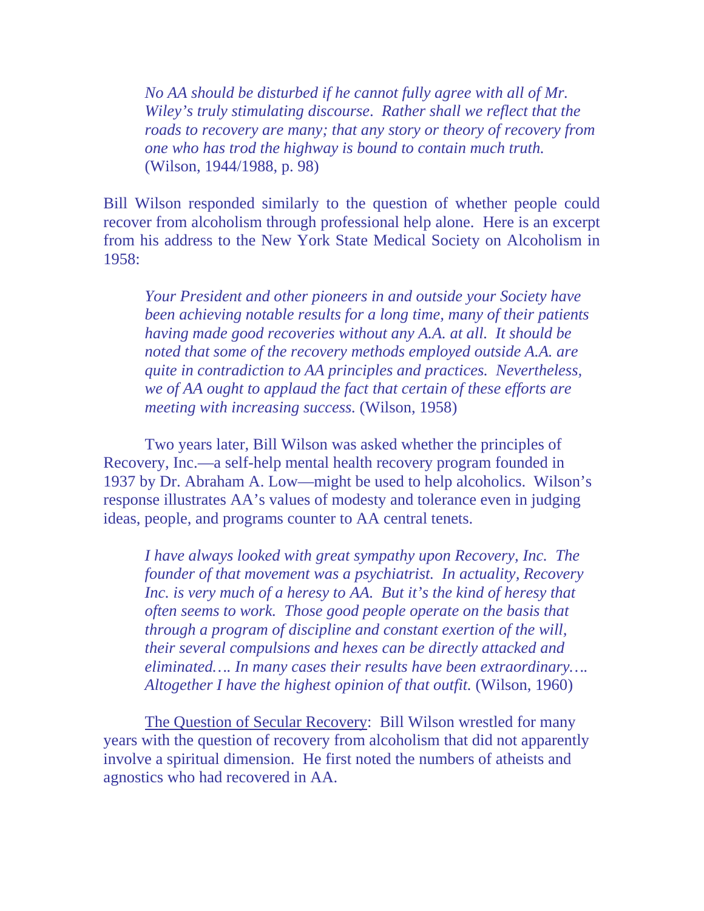> *No AA should be disturbed if he cannot fully agree with all of Mr. Wiley's truly stimulating discourse. Rather shall we reflect that the roads to recovery are many; that any story or theory of recovery from one who has trod the highway is bound to contain much truth.* (Wilson, 1944/1988, p. 98)

Bill Wilson responded similarly to the question of whether people could recover from alcoholism through professional help alone. Here is an excerpt from his address to the New York State Medical Society on Alcoholism in 1958:

> *Your President and other pioneers in and outside your Society have been achieving notable results for a long time, many of their patients having made good recoveries without any A.A. at all. It should be noted that some of the recovery methods employed outside A.A. are quite in contradiction to AA principles and practices. Nevertheless, we of AA ought to applaud the fact that certain of these efforts are meeting with increasing success.* (Wilson, 1958)

Two years later, Bill Wilson was asked whether the principles of Recovery, Inc.—a self-help mental health recovery program founded in 1937 by Dr. Abraham A. Low—might be used to help alcoholics. Wilson's response illustrates AA's values of modesty and tolerance even in judging ideas, people, and programs counter to AA central tenets.

> *I have always looked with great sympathy upon Recovery, Inc. The founder of that movement was a psychiatrist. In actuality, Recovery Inc. is very much of a heresy to AA. But it's the kind of heresy that often seems to work. Those good people operate on the basis that through a program of discipline and constant exertion of the will, their several compulsions and hexes can be directly attacked and eliminated…. In many cases their results have been extraordinary…. Altogether I have the highest opinion of that outfit.* (Wilson, 1960)

<u>The Question of Secular Recovery</u>: Bill Wilson wrestled for many years with the question of recovery from alcoholism that did not apparently involve a spiritual dimension. He first noted the numbers of atheists and agnostics who had recovered in AA.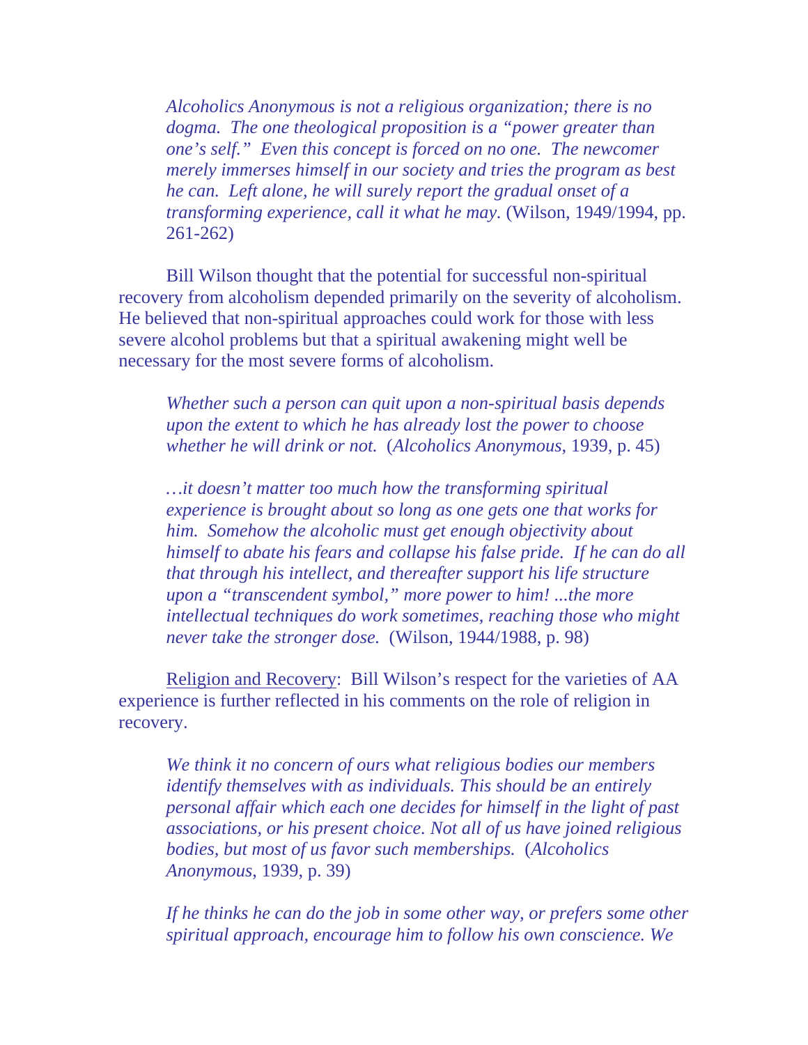> *Alcoholics Anonymous is not a religious organization; there is no dogma. The one theological proposition is a "power greater than one's self." Even this concept is forced on no one. The newcomer merely immerses himself in our society and tries the program as best he can. Left alone, he will surely report the gradual onset of a transforming experience, call it what he may.* (Wilson, 1949/1994, pp. 261-262)

Bill Wilson thought that the potential for successful non-spiritual recovery from alcoholism depended primarily on the severity of alcoholism. He believed that non-spiritual approaches could work for those with less severe alcohol problems but that a spiritual awakening might well be necessary for the most severe forms of alcoholism.

> *Whether such a person can quit upon a non-spiritual basis depends upon the extent to which he has already lost the power to choose whether he will drink or not.* (*Alcoholics Anonymous*, 1939, p. 45)

> *…it doesn't matter too much how the transforming spiritual experience is brought about so long as one gets one that works for him. Somehow the alcoholic must get enough objectivity about himself to abate his fears and collapse his false pride. If he can do all that through his intellect, and thereafter support his life structure upon a "transcendent symbol," more power to him! ...the more intellectual techniques do work sometimes, reaching those who might never take the stronger dose.* (Wilson, 1944/1988, p. 98)

Religion and Recovery: Bill Wilson's respect for the varieties of AA experience is further reflected in his comments on the role of religion in recovery.

> *We think it no concern of ours what religious bodies our members identify themselves with as individuals. This should be an entirely personal affair which each one decides for himself in the light of past associations, or his present choice. Not all of us have joined religious bodies, but most of us favor such memberships.* (*Alcoholics Anonymous*, 1939, p. 39)

> *If he thinks he can do the job in some other way, or prefers some other spiritual approach, encourage him to follow his own conscience. We*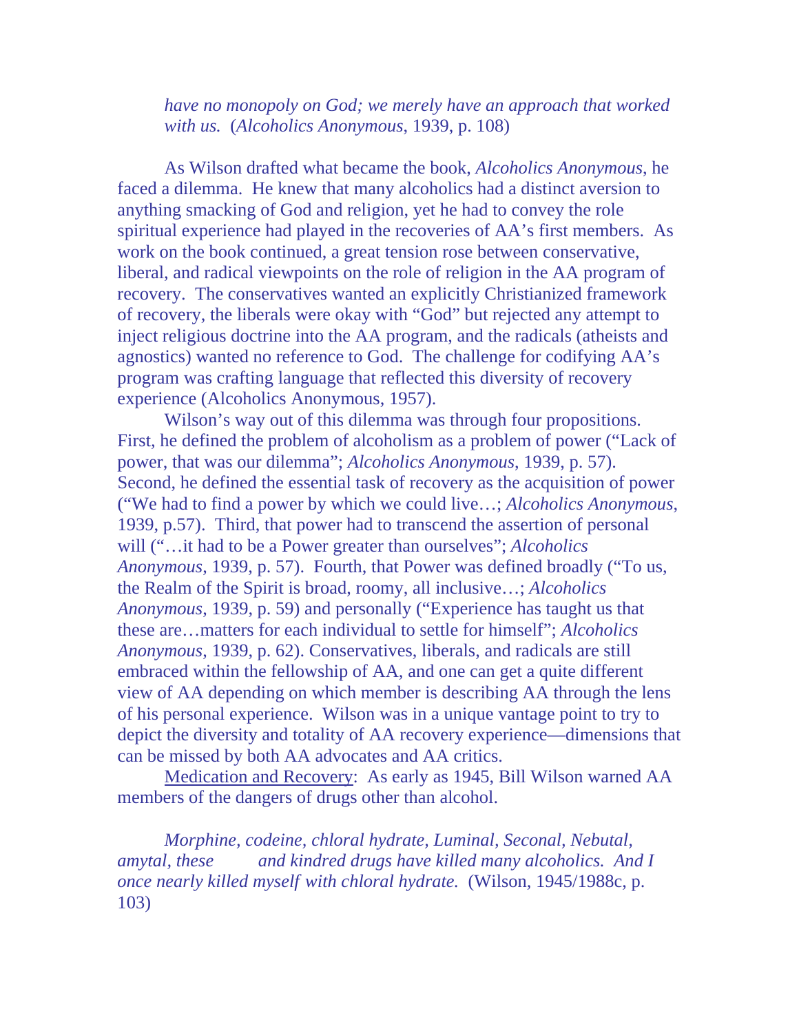*have no monopoly on God; we merely have an approach that worked with us.* (*Alcoholics Anonymous*, 1939, p. 108)

As Wilson drafted what became the book, *Alcoholics Anonymous*, he faced a dilemma. He knew that many alcoholics had a distinct aversion to anything smacking of God and religion, yet he had to convey the role spiritual experience had played in the recoveries of AA's first members. As work on the book continued, a great tension rose between conservative, liberal, and radical viewpoints on the role of religion in the AA program of recovery. The conservatives wanted an explicitly Christianized framework of recovery, the liberals were okay with "God" but rejected any attempt to inject religious doctrine into the AA program, and the radicals (atheists and agnostics) wanted no reference to God. The challenge for codifying AA's program was crafting language that reflected this diversity of recovery experience (Alcoholics Anonymous, 1957).

Wilson's way out of this dilemma was through four propositions. First, he defined the problem of alcoholism as a problem of power ("Lack of power, that was our dilemma"; *Alcoholics Anonymous*, 1939, p. 57). Second, he defined the essential task of recovery as the acquisition of power ("We had to find a power by which we could live…; *Alcoholics Anonymous*, 1939, p.57). Third, that power had to transcend the assertion of personal will ("…it had to be a Power greater than ourselves"; *Alcoholics Anonymous*, 1939, p. 57). Fourth, that Power was defined broadly ("To us, the Realm of the Spirit is broad, roomy, all inclusive…; *Alcoholics Anonymous*, 1939, p. 59) and personally ("Experience has taught us that these are…matters for each individual to settle for himself"; *Alcoholics Anonymous*, 1939, p. 62). Conservatives, liberals, and radicals are still embraced within the fellowship of AA, and one can get a quite different view of AA depending on which member is describing AA through the lens of his personal experience. Wilson was in a unique vantage point to try to depict the diversity and totality of AA recovery experience—dimensions that can be missed by both AA advocates and AA critics.

<u>Medication and Recovery</u>: As early as 1945, Bill Wilson warned AA members of the dangers of drugs other than alcohol.

*Morphine, codeine, chloral hydrate, Luminal, Seconal, Nebutal, amytal, these and kindred drugs have killed many alcoholics. And I once nearly killed myself with chloral hydrate.* (Wilson, 1945/1988c, p. 103)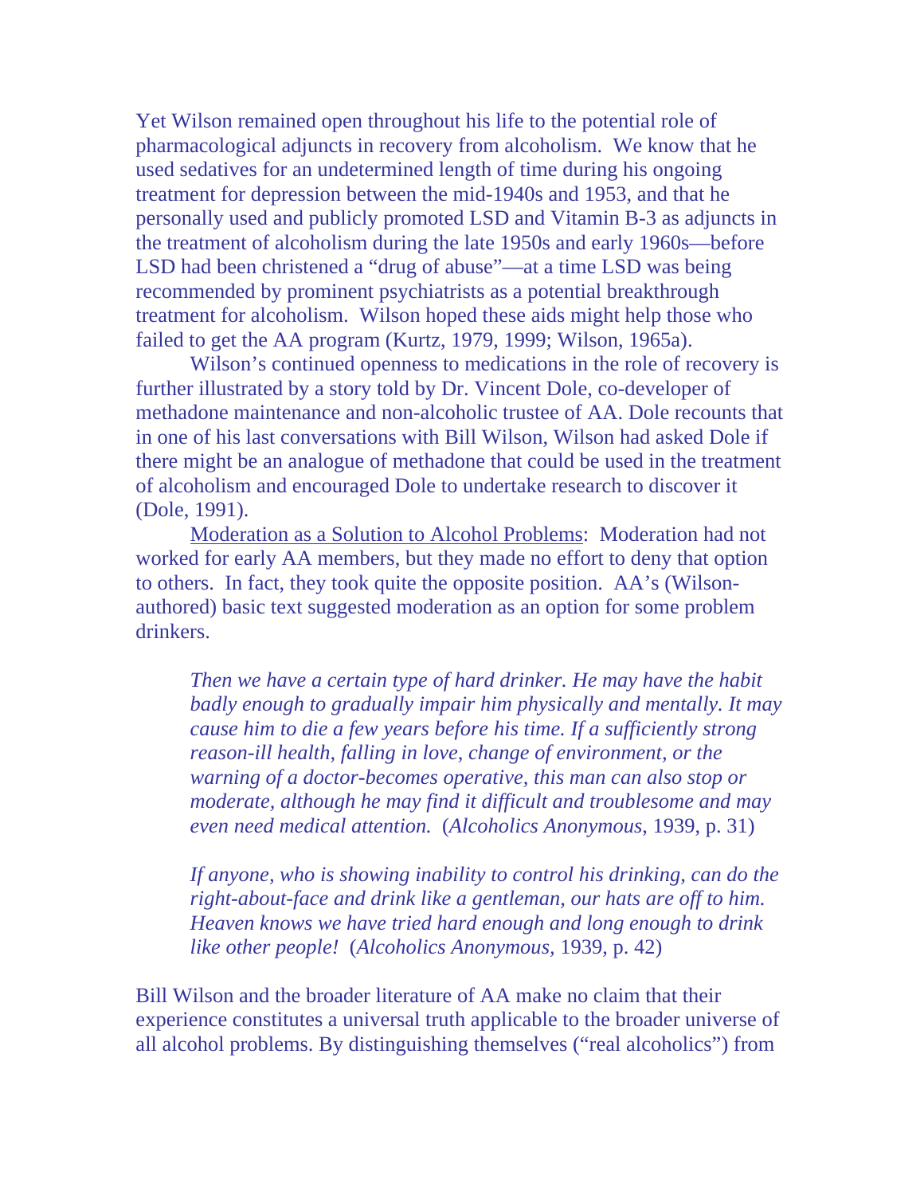Yet Wilson remained open throughout his life to the potential role of pharmacological adjuncts in recovery from alcoholism. We know that he used sedatives for an undetermined length of time during his ongoing treatment for depression between the mid-1940s and 1953, and that he personally used and publicly promoted LSD and Vitamin B-3 as adjuncts in the treatment of alcoholism during the late 1950s and early 1960s—before LSD had been christened a "drug of abuse"—at a time LSD was being recommended by prominent psychiatrists as a potential breakthrough treatment for alcoholism. Wilson hoped these aids might help those who failed to get the AA program (Kurtz, 1979, 1999; Wilson, 1965a).

Wilson's continued openness to medications in the role of recovery is further illustrated by a story told by Dr. Vincent Dole, co-developer of methadone maintenance and non-alcoholic trustee of AA. Dole recounts that in one of his last conversations with Bill Wilson, Wilson had asked Dole if there might be an analogue of methadone that could be used in the treatment of alcoholism and encouraged Dole to undertake research to discover it (Dole, 1991).

<u>Moderation as a Solution to Alcohol Problems</u>: Moderation had not worked for early AA members, but they made no effort to deny that option to others. In fact, they took quite the opposite position. AA's (Wilson-authored) basic text suggested moderation as an option for some problem drinkers.

> *Then we have a certain type of hard drinker. He may have the habit badly enough to gradually impair him physically and mentally. It may cause him to die a few years before his time. If a sufficiently strong reason-ill health, falling in love, change of environment, or the warning of a doctor-becomes operative, this man can also stop or moderate, although he may find it difficult and troublesome and may even need medical attention.* (*Alcoholics Anonymous*, 1939, p. 31)

> *If anyone, who is showing inability to control his drinking, can do the right-about-face and drink like a gentleman, our hats are off to him. Heaven knows we have tried hard enough and long enough to drink like other people!* (*Alcoholics Anonymous,* 1939, p. 42)

Bill Wilson and the broader literature of AA make no claim that their experience constitutes a universal truth applicable to the broader universe of all alcohol problems. By distinguishing themselves ("real alcoholics") from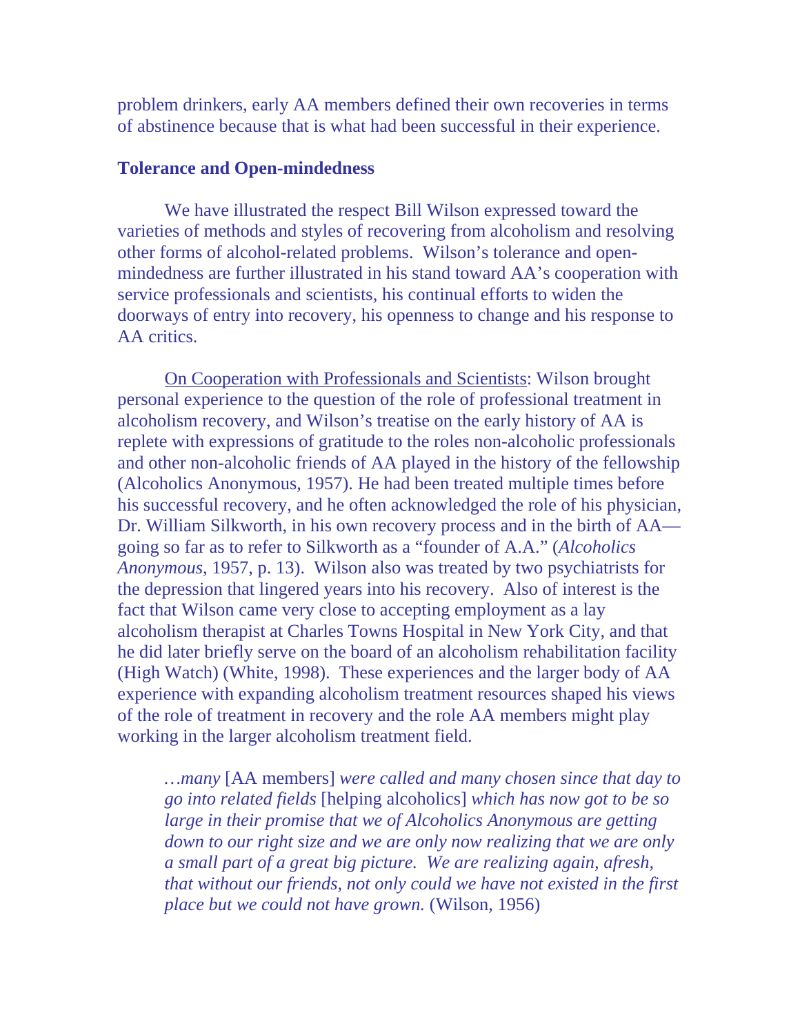problem drinkers, early AA members defined their own recoveries in terms of abstinence because that is what had been successful in their experience.

**Tolerance and Open-mindedness**

We have illustrated the respect Bill Wilson expressed toward the varieties of methods and styles of recovering from alcoholism and resolving other forms of alcohol-related problems. Wilson's tolerance and open-mindedness are further illustrated in his stand toward AA's cooperation with service professionals and scientists, his continual efforts to widen the doorways of entry into recovery, his openness to change and his response to AA critics.

<u>On Cooperation with Professionals and Scientists</u>: Wilson brought personal experience to the question of the role of professional treatment in alcoholism recovery, and Wilson's treatise on the early history of AA is replete with expressions of gratitude to the roles non-alcoholic professionals and other non-alcoholic friends of AA played in the history of the fellowship (Alcoholics Anonymous, 1957). He had been treated multiple times before his successful recovery, and he often acknowledged the role of his physician, Dr. William Silkworth, in his own recovery process and in the birth of AA—going so far as to refer to Silkworth as a "founder of A.A." (*Alcoholics Anonymous*, 1957, p. 13). Wilson also was treated by two psychiatrists for the depression that lingered years into his recovery. Also of interest is the fact that Wilson came very close to accepting employment as a lay alcoholism therapist at Charles Towns Hospital in New York City, and that he did later briefly serve on the board of an alcoholism rehabilitation facility (High Watch) (White, 1998). These experiences and the larger body of AA experience with expanding alcoholism treatment resources shaped his views of the role of treatment in recovery and the role AA members might play working in the larger alcoholism treatment field.

> *…many* [AA members] *were called and many chosen since that day to go into related fields* [helping alcoholics] *which has now got to be so large in their promise that we of Alcoholics Anonymous are getting down to our right size and we are only now realizing that we are only a small part of a great big picture. We are realizing again, afresh, that without our friends, not only could we have not existed in the first place but we could not have grown.* (Wilson, 1956)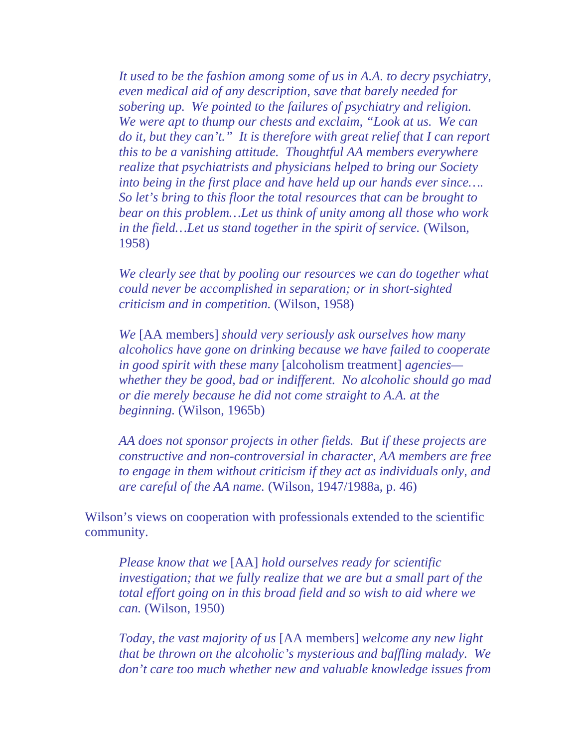> *It used to be the fashion among some of us in A.A. to decry psychiatry, even medical aid of any description, save that barely needed for sobering up. We pointed to the failures of psychiatry and religion. We were apt to thump our chests and exclaim, "Look at us. We can do it, but they can't." It is therefore with great relief that I can report this to be a vanishing attitude. Thoughtful AA members everywhere realize that psychiatrists and physicians helped to bring our Society into being in the first place and have held up our hands ever since…. So let's bring to this floor the total resources that can be brought to bear on this problem…Let us think of unity among all those who work in the field…Let us stand together in the spirit of service.* (Wilson, 1958)

> *We clearly see that by pooling our resources we can do together what could never be accomplished in separation; or in short-sighted criticism and in competition.* (Wilson, 1958)

> *We* [AA members] *should very seriously ask ourselves how many alcoholics have gone on drinking because we have failed to cooperate in good spirit with these many* [alcoholism treatment] *agencies—whether they be good, bad or indifferent. No alcoholic should go mad or die merely because he did not come straight to A.A. at the beginning.* (Wilson, 1965b)

> *AA does not sponsor projects in other fields. But if these projects are constructive and non-controversial in character, AA members are free to engage in them without criticism if they act as individuals only, and are careful of the AA name.* (Wilson, 1947/1988a, p. 46)

Wilson's views on cooperation with professionals extended to the scientific community.

> *Please know that we* [AA] *hold ourselves ready for scientific investigation; that we fully realize that we are but a small part of the total effort going on in this broad field and so wish to aid where we can.* (Wilson, 1950)

> *Today, the vast majority of us* [AA members] *welcome any new light that be thrown on the alcoholic's mysterious and baffling malady. We don't care too much whether new and valuable knowledge issues from*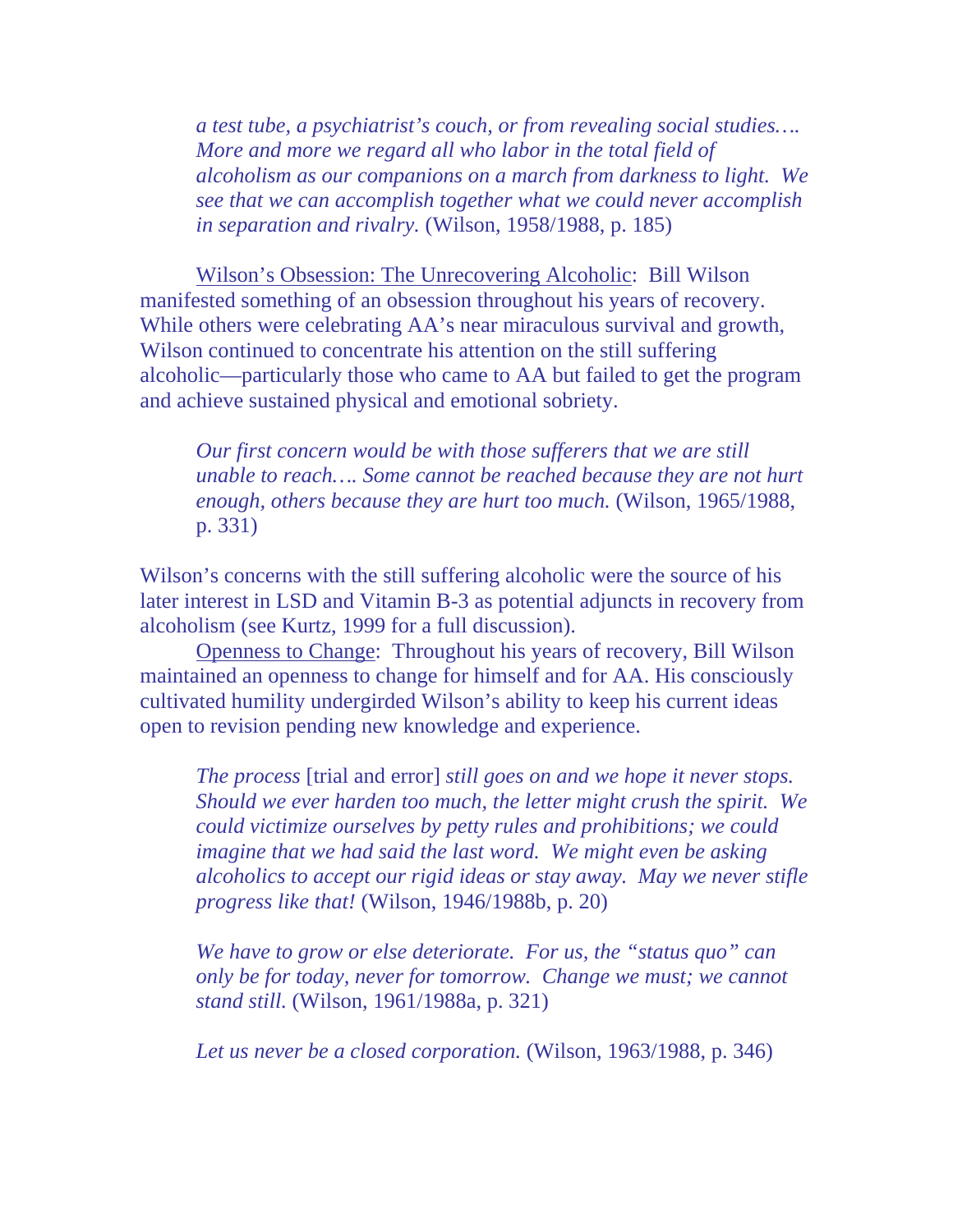> *a test tube, a psychiatrist's couch, or from revealing social studies…. More and more we regard all who labor in the total field of alcoholism as our companions on a march from darkness to light. We see that we can accomplish together what we could never accomplish in separation and rivalry.* (Wilson, 1958/1988, p. 185)

<u>Wilson's Obsession: The Unrecovering Alcoholic</u>: Bill Wilson manifested something of an obsession throughout his years of recovery. While others were celebrating AA's near miraculous survival and growth, Wilson continued to concentrate his attention on the still suffering alcoholic—particularly those who came to AA but failed to get the program and achieve sustained physical and emotional sobriety.

> *Our first concern would be with those sufferers that we are still unable to reach…. Some cannot be reached because they are not hurt enough, others because they are hurt too much.* (Wilson, 1965/1988, p. 331)

Wilson's concerns with the still suffering alcoholic were the source of his later interest in LSD and Vitamin B-3 as potential adjuncts in recovery from alcoholism (see Kurtz, 1999 for a full discussion).

<u>Openness to Change</u>: Throughout his years of recovery, Bill Wilson maintained an openness to change for himself and for AA. His consciously cultivated humility undergirded Wilson's ability to keep his current ideas open to revision pending new knowledge and experience.

> *The process* [trial and error] *still goes on and we hope it never stops. Should we ever harden too much, the letter might crush the spirit. We could victimize ourselves by petty rules and prohibitions; we could imagine that we had said the last word. We might even be asking alcoholics to accept our rigid ideas or stay away. May we never stifle progress like that!* (Wilson, 1946/1988b, p. 20)

> *We have to grow or else deteriorate. For us, the "status quo" can only be for today, never for tomorrow. Change we must; we cannot stand still.* (Wilson, 1961/1988a, p. 321)

> *Let us never be a closed corporation.* (Wilson, 1963/1988, p. 346)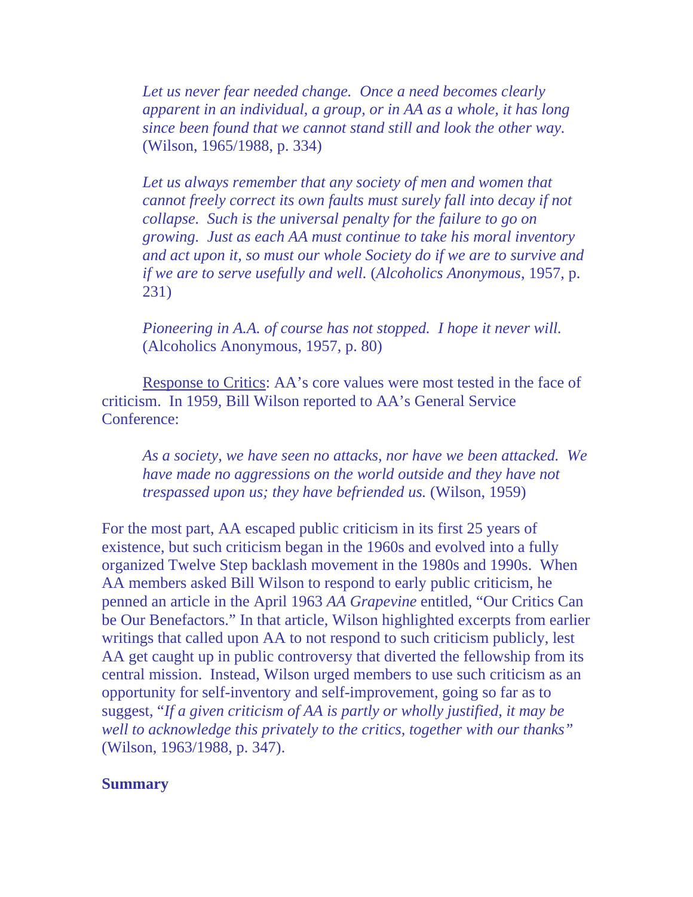> *Let us never fear needed change. Once a need becomes clearly apparent in an individual, a group, or in AA as a whole, it has long since been found that we cannot stand still and look the other way.* (Wilson, 1965/1988, p. 334)

> *Let us always remember that any society of men and women that cannot freely correct its own faults must surely fall into decay if not collapse. Such is the universal penalty for the failure to go on growing. Just as each AA must continue to take his moral inventory and act upon it, so must our whole Society do if we are to survive and if we are to serve usefully and well.* (*Alcoholics Anonymous*, 1957, p. 231)

> *Pioneering in A.A. of course has not stopped. I hope it never will.* (Alcoholics Anonymous, 1957, p. 80)

Response to Critics: AA's core values were most tested in the face of criticism. In 1959, Bill Wilson reported to AA's General Service Conference:

> *As a society, we have seen no attacks, nor have we been attacked. We have made no aggressions on the world outside and they have not trespassed upon us; they have befriended us.* (Wilson, 1959)

For the most part, AA escaped public criticism in its first 25 years of existence, but such criticism began in the 1960s and evolved into a fully organized Twelve Step backlash movement in the 1980s and 1990s. When AA members asked Bill Wilson to respond to early public criticism, he penned an article in the April 1963 *AA Grapevine* entitled, "Our Critics Can be Our Benefactors." In that article, Wilson highlighted excerpts from earlier writings that called upon AA to not respond to such criticism publicly, lest AA get caught up in public controversy that diverted the fellowship from its central mission. Instead, Wilson urged members to use such criticism as an opportunity for self-inventory and self-improvement, going so far as to suggest, "*If a given criticism of AA is partly or wholly justified, it may be well to acknowledge this privately to the critics, together with our thanks"* (Wilson, 1963/1988, p. 347).

**Summary**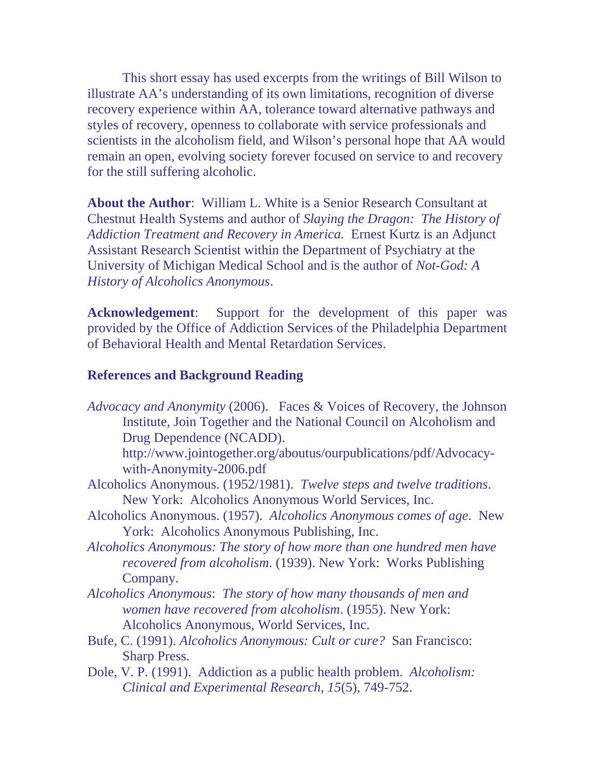This short essay has used excerpts from the writings of Bill Wilson to illustrate AA's understanding of its own limitations, recognition of diverse recovery experience within AA, tolerance toward alternative pathways and styles of recovery, openness to collaborate with service professionals and scientists in the alcoholism field, and Wilson's personal hope that AA would remain an open, evolving society forever focused on service to and recovery for the still suffering alcoholic.

**About the Author**: William L. White is a Senior Research Consultant at Chestnut Health Systems and author of *Slaying the Dragon: The History of Addiction Treatment and Recovery in America.* Ernest Kurtz is an Adjunct Assistant Research Scientist within the Department of Psychiatry at the University of Michigan Medical School and is the author of *Not-God: A History of Alcoholics Anonymous*.

**Acknowledgement**: Support for the development of this paper was provided by the Office of Addiction Services of the Philadelphia Department of Behavioral Health and Mental Retardation Services.

### References and Background Reading

*Advocacy and Anonymity* (2006). Faces & Voices of Recovery, the Johnson Institute, Join Together and the National Council on Alcoholism and Drug Dependence (NCADD). http://www.jointogether.org/aboutus/ourpublications/pdf/Advocacy-with-Anonymity-2006.pdf

Alcoholics Anonymous. (1952/1981). *Twelve steps and twelve traditions*. New York: Alcoholics Anonymous World Services, Inc.

Alcoholics Anonymous. (1957). *Alcoholics Anonymous comes of age*. New York: Alcoholics Anonymous Publishing, Inc.

*Alcoholics Anonymous: The story of how more than one hundred men have recovered from alcoholism*. (1939). New York: Works Publishing Company.

*Alcoholics Anonymous*: *The story of how many thousands of men and women have recovered from alcoholism*. (1955). New York: Alcoholics Anonymous, World Services, Inc.

Bufe, C. (1991). *Alcoholics Anonymous: Cult or cure?* San Francisco: Sharp Press.

Dole, V. P. (1991). Addiction as a public health problem. *Alcoholism: Clinical and Experimental Research, 15*(5), 749-752.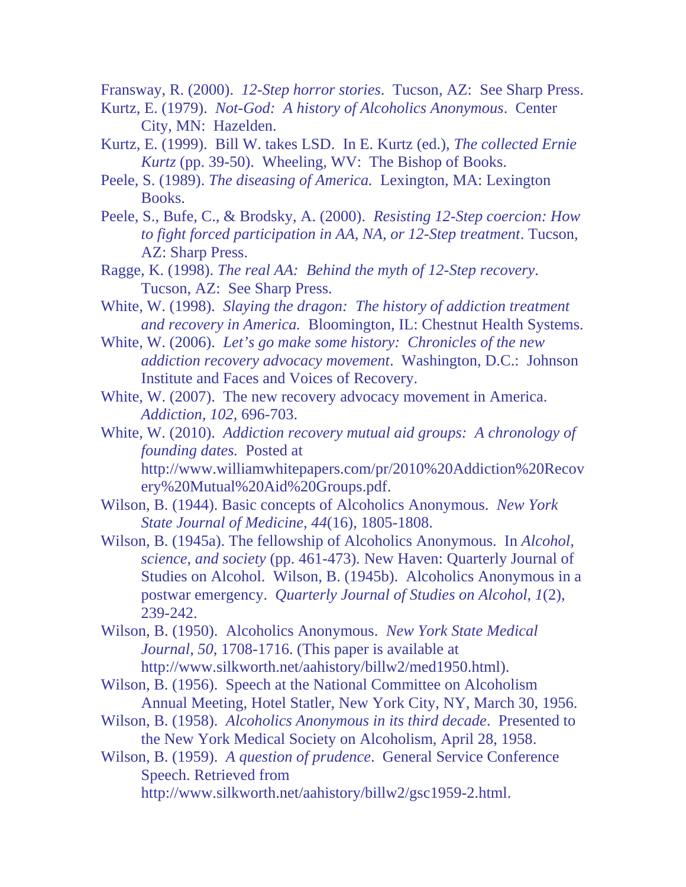Franswav, R. (2000). *12-Step horror stories*. Tucson, AZ: See Sharp Press.

Kurtz, E. (1979). *Not-God: A history of Alcoholics Anonymous*. Center City, MN: Hazelden.

Kurtz, E. (1999). Bill W. takes LSD. In E. Kurtz (ed.), *The collected Ernie Kurtz* (pp. 39-50). Wheeling, WV: The Bishop of Books.

Peele, S. (1989). *The diseasing of America.* Lexington, MA: Lexington Books.

Peele, S., Bufe, C., & Brodsky, A. (2000). *Resisting 12-Step coercion: How to fight forced participation in AA, NA, or 12-Step treatment*. Tucson, AZ: Sharp Press.

Ragge, K. (1998). *The real AA: Behind the myth of 12-Step recovery*. Tucson, AZ: See Sharp Press.

White, W. (1998). *Slaying the dragon: The history of addiction treatment and recovery in America.* Bloomington, IL: Chestnut Health Systems.

White, W. (2006). *Let's go make some history: Chronicles of the new addiction recovery advocacy movement*. Washington, D.C.: Johnson Institute and Faces and Voices of Recovery.

White, W. (2007). The new recovery advocacy movement in America. *Addiction, 102*, 696-703.

White, W. (2010). *Addiction recovery mutual aid groups: A chronology of founding dates.* Posted at http://www.williamwhitepapers.com/pr/2010%20Addiction%20Recovery%20Mutual%20Aid%20Groups.pdf.

Wilson, B. (1944). Basic concepts of Alcoholics Anonymous. *New York State Journal of Medicine, 44*(16), 1805-1808.

Wilson, B. (1945a). The fellowship of Alcoholics Anonymous. In *Alcohol, science, and society* (pp. 461-473). New Haven: Quarterly Journal of Studies on Alcohol. Wilson, B. (1945b). Alcoholics Anonymous in a postwar emergency. *Quarterly Journal of Studies on Alcohol, 1*(2), 239-242.

Wilson, B. (1950). Alcoholics Anonymous. *New York State Medical Journal, 50*, 1708-1716. (This paper is available at http://www.silkworth.net/aahistory/billw2/med1950.html).

Wilson, B. (1956). Speech at the National Committee on Alcoholism Annual Meeting, Hotel Statler, New York City, NY, March 30, 1956.

Wilson, B. (1958). *Alcoholics Anonymous in its third decade*. Presented to the New York Medical Society on Alcoholism, April 28, 1958.

Wilson, B. (1959). *A question of prudence*. General Service Conference Speech. Retrieved from http://www.silkworth.net/aahistory/billw2/gsc1959-2.html.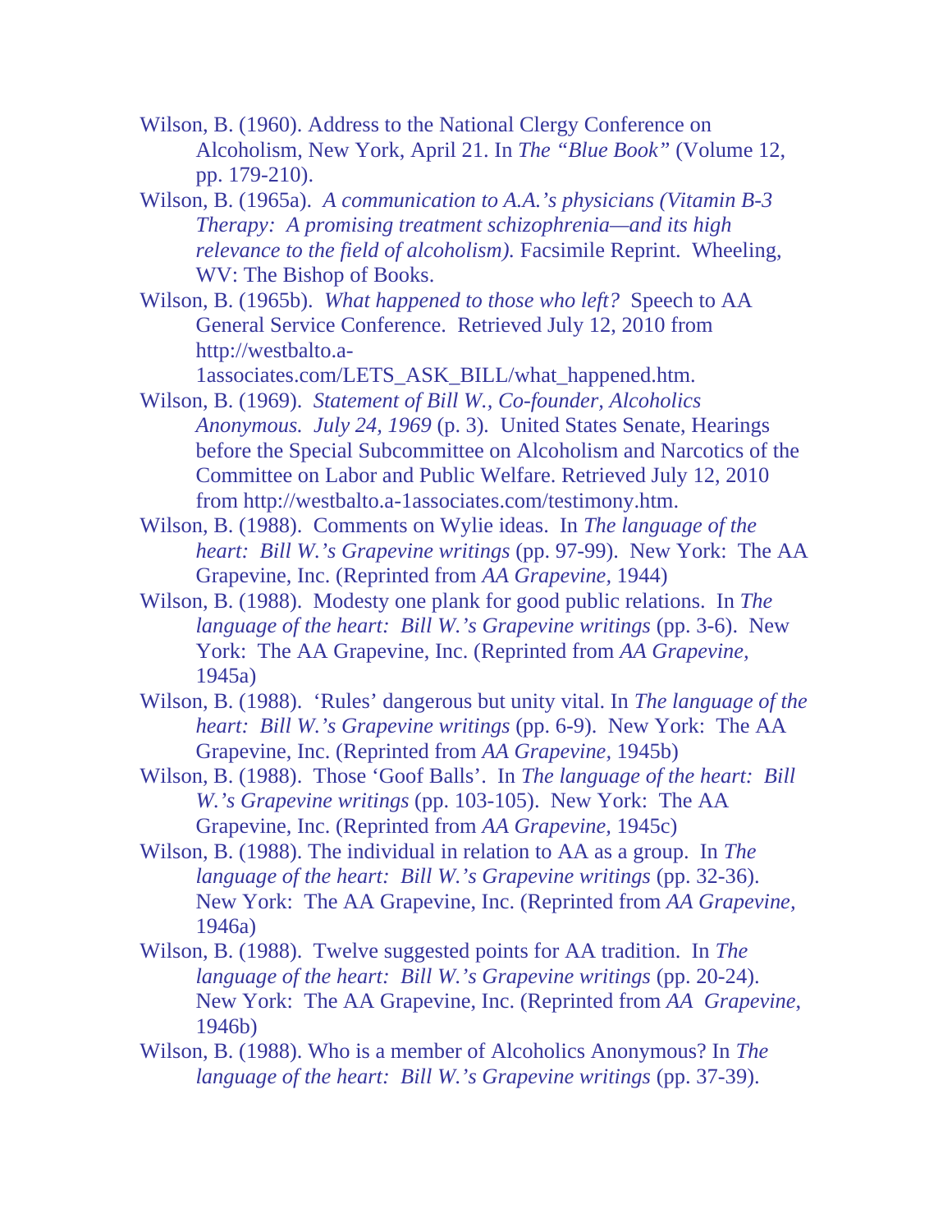Wilson, B. (1960). Address to the National Clergy Conference on Alcoholism, New York, April 21. In *The "Blue Book"* (Volume 12, pp. 179-210).

Wilson, B. (1965a). *A communication to A.A.'s physicians (Vitamin B-3 Therapy: A promising treatment schizophrenia—and its high relevance to the field of alcoholism).* Facsimile Reprint. Wheeling, WV: The Bishop of Books.

Wilson, B. (1965b). *What happened to those who left?* Speech to AA General Service Conference. Retrieved July 12, 2010 from http://westbalto.a-1associates.com/LETS_ASK_BILL/what_happened.htm.

Wilson, B. (1969). *Statement of Bill W., Co-founder, Alcoholics Anonymous. July 24, 1969* (p. 3). United States Senate, Hearings before the Special Subcommittee on Alcoholism and Narcotics of the Committee on Labor and Public Welfare. Retrieved July 12, 2010 from http://westbalto.a-1associates.com/testimony.htm.

Wilson, B. (1988). Comments on Wylie ideas. In *The language of the heart: Bill W.'s Grapevine writings* (pp. 97-99). New York: The AA Grapevine, Inc. (Reprinted from *AA Grapevine,* 1944)

Wilson, B. (1988). Modesty one plank for good public relations. In *The language of the heart: Bill W.'s Grapevine writings* (pp. 3-6). New York: The AA Grapevine, Inc. (Reprinted from *AA Grapevine,* 1945a)

Wilson, B. (1988). 'Rules' dangerous but unity vital. In *The language of the heart: Bill W.'s Grapevine writings* (pp. 6-9). New York: The AA Grapevine, Inc. (Reprinted from *AA Grapevine*, 1945b)

Wilson, B. (1988). Those 'Goof Balls'. In *The language of the heart: Bill W.'s Grapevine writings* (pp. 103-105). New York: The AA Grapevine, Inc. (Reprinted from *AA Grapevine,* 1945c)

Wilson, B. (1988). The individual in relation to AA as a group. In *The language of the heart: Bill W.'s Grapevine writings* (pp. 32-36). New York: The AA Grapevine, Inc. (Reprinted from *AA Grapevine,* 1946a)

Wilson, B. (1988). Twelve suggested points for AA tradition. In *The language of the heart: Bill W.'s Grapevine writings* (pp. 20-24). New York: The AA Grapevine, Inc. (Reprinted from *AA Grapevine,* 1946b)

Wilson, B. (1988). Who is a member of Alcoholics Anonymous? In *The language of the heart: Bill W.'s Grapevine writings* (pp. 37-39).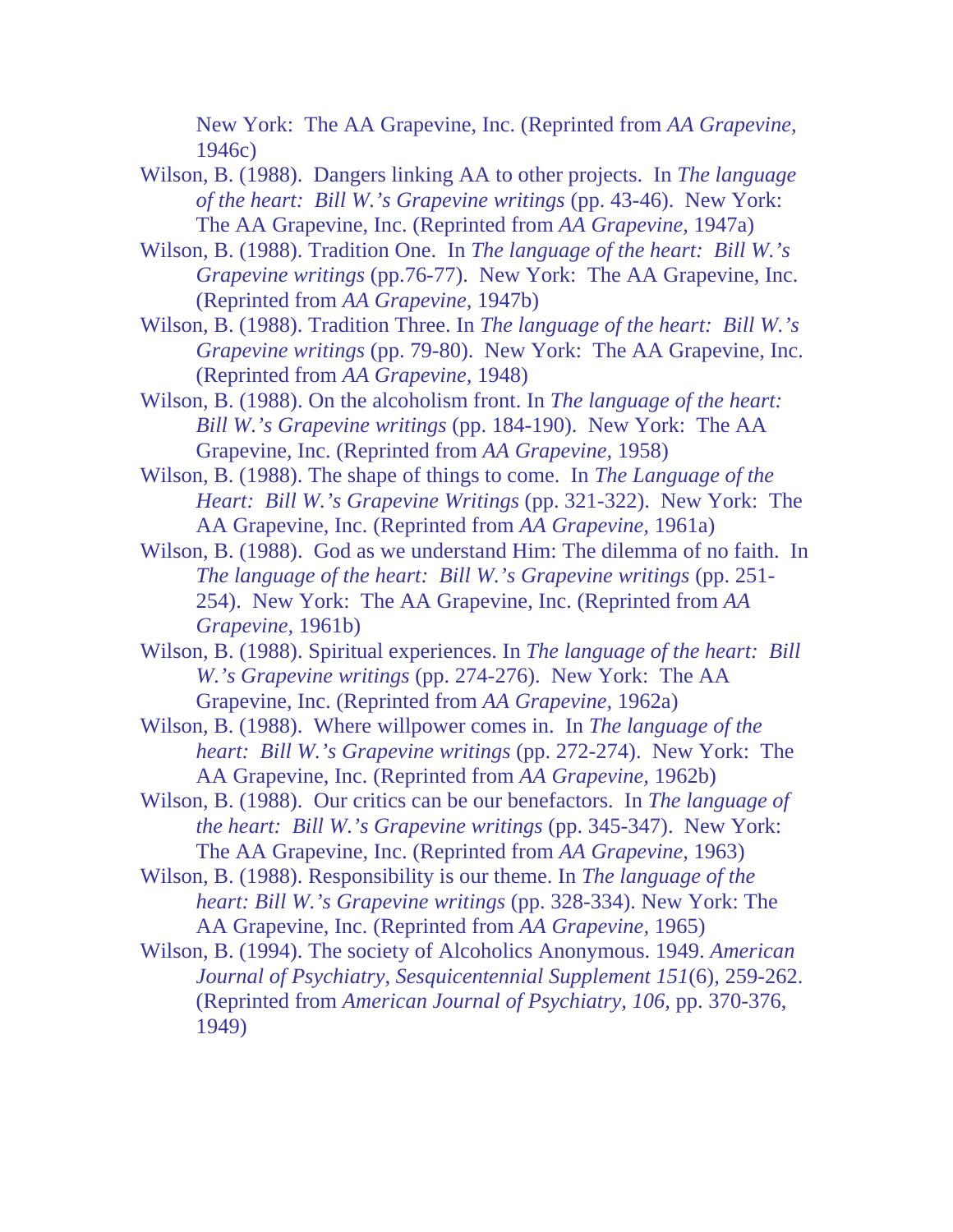New York: The AA Grapevine, Inc. (Reprinted from *AA Grapevine,* 1946c)

Wilson, B. (1988). Dangers linking AA to other projects. In *The language of the heart: Bill W.'s Grapevine writings* (pp. 43-46). New York: The AA Grapevine, Inc. (Reprinted from *AA Grapevine,* 1947a)

Wilson, B. (1988). Tradition One. In *The language of the heart: Bill W.'s Grapevine writings* (pp.76-77). New York: The AA Grapevine, Inc. (Reprinted from *AA Grapevine,* 1947b)

Wilson, B. (1988). Tradition Three. In *The language of the heart: Bill W.'s Grapevine writings* (pp. 79-80). New York: The AA Grapevine, Inc. (Reprinted from *AA Grapevine,* 1948)

Wilson, B. (1988). On the alcoholism front. In *The language of the heart: Bill W.'s Grapevine writings* (pp. 184-190). New York: The AA Grapevine, Inc. (Reprinted from *AA Grapevine,* 1958)

Wilson, B. (1988). The shape of things to come. In *The Language of the Heart: Bill W.'s Grapevine Writings* (pp. 321-322). New York: The AA Grapevine, Inc. (Reprinted from *AA Grapevine,* 1961a)

Wilson, B. (1988). God as we understand Him: The dilemma of no faith. In *The language of the heart: Bill W.'s Grapevine writings* (pp. 251-254). New York: The AA Grapevine, Inc. (Reprinted from *AA Grapevine,* 1961b)

Wilson, B. (1988). Spiritual experiences. In *The language of the heart: Bill W.'s Grapevine writings* (pp. 274-276). New York: The AA Grapevine, Inc. (Reprinted from *AA Grapevine,* 1962a)

Wilson, B. (1988). Where willpower comes in. In *The language of the heart: Bill W.'s Grapevine writings* (pp. 272-274). New York: The AA Grapevine, Inc. (Reprinted from *AA Grapevine,* 1962b)

Wilson, B. (1988). Our critics can be our benefactors. In *The language of the heart: Bill W.'s Grapevine writings* (pp. 345-347). New York: The AA Grapevine, Inc. (Reprinted from *AA Grapevine,* 1963)

Wilson, B. (1988). Responsibility is our theme. In *The language of the heart: Bill W.'s Grapevine writings* (pp. 328-334). New York: The AA Grapevine, Inc. (Reprinted from *AA Grapevine,* 1965)

Wilson, B. (1994). The society of Alcoholics Anonymous. 1949. *American Journal of Psychiatry, Sesquicentennial Supplement 151*(6), 259-262. (Reprinted from *American Journal of Psychiatry, 106,* pp. 370-376, 1949)